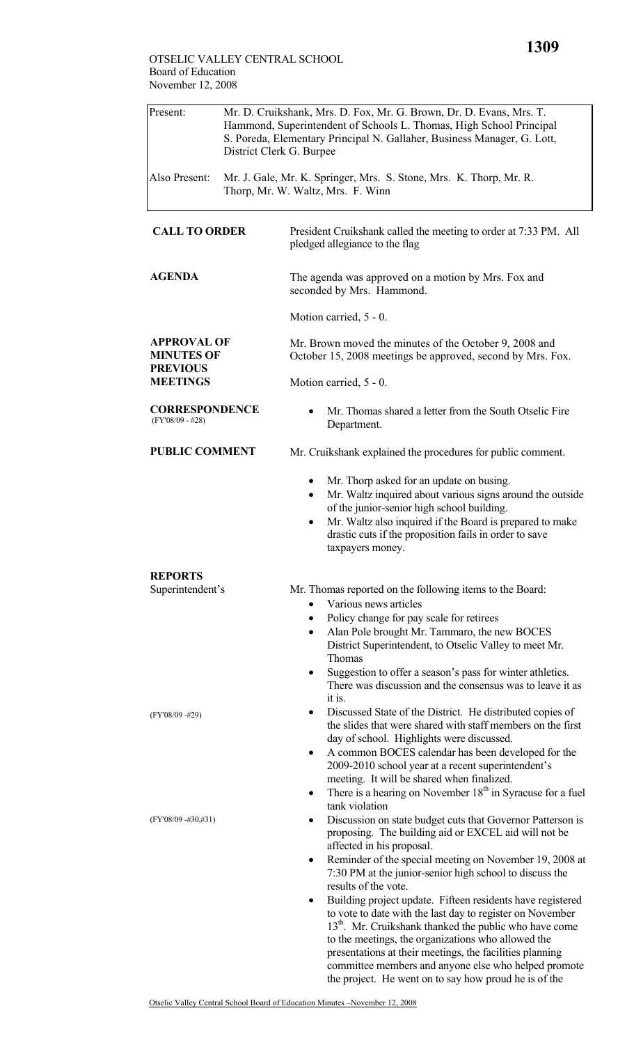OTSELIC VALLEY CENTRAL SCHOOL
Board of Education
November 12, 2008

| Present: | Mr. D. Cruikshank, Mrs. D. Fox, Mr. G. Brown, Dr. D. Evans, Mrs. T. Hammond, Superintendent of Schools L. Thomas, High School Principal S. Poreda, Elementary Principal N. Gallaher, Business Manager, G. Lott, District Clerk G. Burpee |
|---|---|
| Also Present: | Mr. J. Gale, Mr. K. Springer, Mrs. S. Stone, Mrs. K. Thorp, Mr. R. Thorp, Mr. W. Waltz, Mrs. F. Winn |

**CALL TO ORDER**

President Cruikshank called the meeting to order at 7:33 PM. All pledged allegiance to the flag

**AGENDA**

The agenda was approved on a motion by Mrs. Fox and seconded by Mrs. Hammond.

Motion carried, 5 - 0.

**APPROVAL OF MINUTES OF PREVIOUS MEETINGS**

Mr. Brown moved the minutes of the October 9, 2008 and October 15, 2008 meetings be approved, second by Mrs. Fox.

Motion carried, 5 - 0.

**CORRESPONDENCE**
(FY'08/09 - #28)

- Mr. Thomas shared a letter from the South Otselic Fire Department.

**PUBLIC COMMENT**

Mr. Cruikshank explained the procedures for public comment.

- Mr. Thorp asked for an update on busing.
- Mr. Waltz inquired about various signs around the outside of the junior-senior high school building.
- Mr. Waltz also inquired if the Board is prepared to make drastic cuts if the proposition fails in order to save taxpayers money.

**REPORTS**

Superintendent's

Mr. Thomas reported on the following items to the Board:

- Various news articles
- Policy change for pay scale for retirees
- Alan Pole brought Mr. Tammaro, the new BOCES District Superintendent, to Otselic Valley to meet Mr. Thomas
- Suggestion to offer a season's pass for winter athletics. There was discussion and the consensus was to leave it as it is.
- (FY'08/09 -#29) Discussed State of the District. He distributed copies of the slides that were shared with staff members on the first day of school. Highlights were discussed.
- A common BOCES calendar has been developed for the 2009-2010 school year at a recent superintendent's meeting. It will be shared when finalized.
- There is a hearing on November 18th in Syracuse for a fuel tank violation
- (FY'08/09 -#30,#31) Discussion on state budget cuts that Governor Patterson is proposing. The building aid or EXCEL aid will not be affected in his proposal.
- Reminder of the special meeting on November 19, 2008 at 7:30 PM at the junior-senior high school to discuss the results of the vote.
- Building project update. Fifteen residents have registered to vote to date with the last day to register on November 13th. Mr. Cruikshank thanked the public who have come to the meetings, the organizations who allowed the presentations at their meetings, the facilities planning committee members and anyone else who helped promote the project. He went on to say how proud he is of the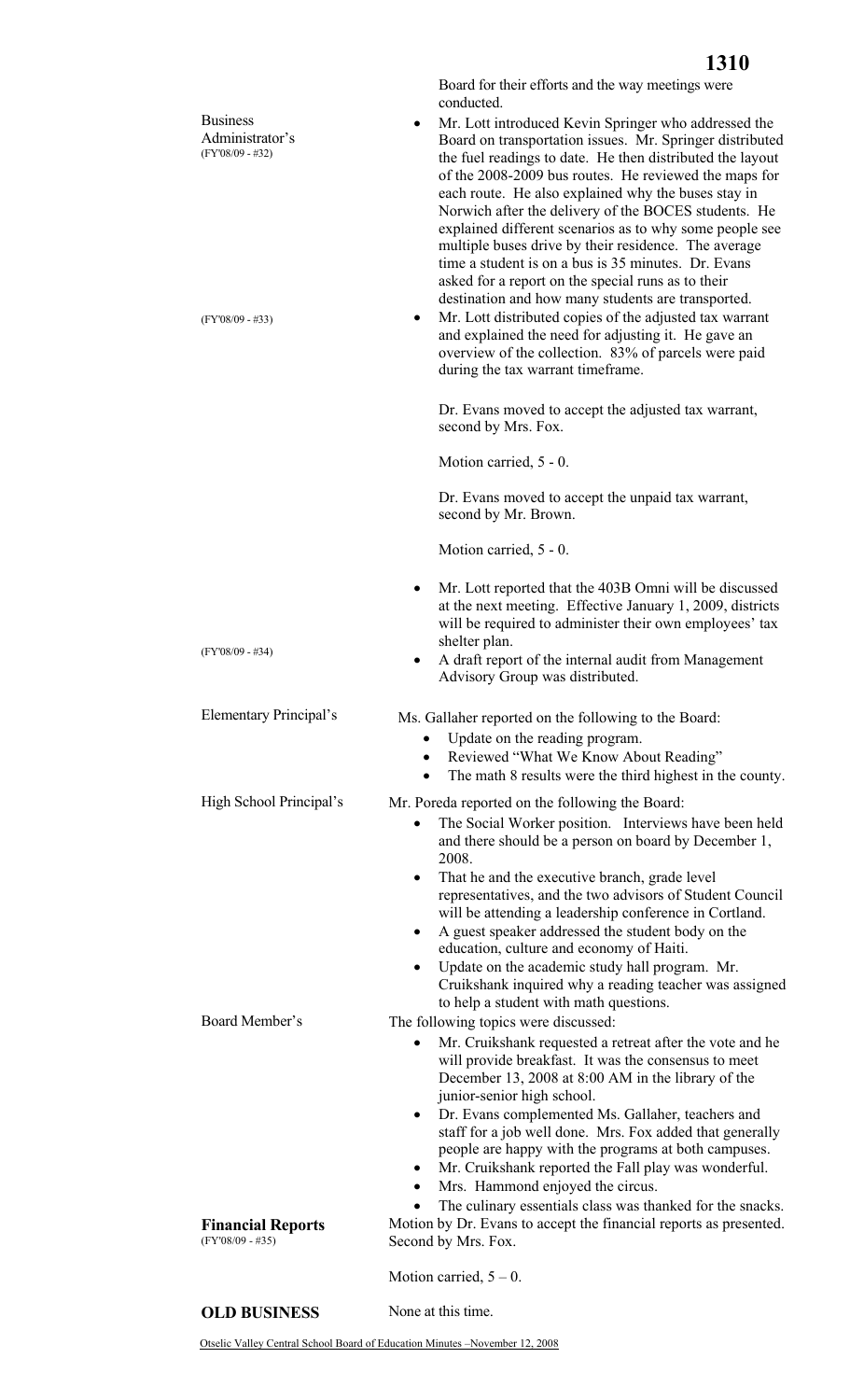Board for their efforts and the way meetings were conducted.

**Business Administrator's**

(FY'08/09 - #32)

- Mr. Lott introduced Kevin Springer who addressed the Board on transportation issues. Mr. Springer distributed the fuel readings to date. He then distributed the layout of the 2008-2009 bus routes. He reviewed the maps for each route. He also explained why the buses stay in Norwich after the delivery of the BOCES students. He explained different scenarios as to why some people see multiple buses drive by their residence. The average time a student is on a bus is 35 minutes. Dr. Evans asked for a report on the special runs as to their destination and how many students are transported.

(FY'08/09 - #33)

- Mr. Lott distributed copies of the adjusted tax warrant and explained the need for adjusting it. He gave an overview of the collection. 83% of parcels were paid during the tax warrant timeframe.

Dr. Evans moved to accept the adjusted tax warrant, second by Mrs. Fox.

Motion carried, 5 - 0.

Dr. Evans moved to accept the unpaid tax warrant, second by Mr. Brown.

Motion carried, 5 - 0.

- Mr. Lott reported that the 403B Omni will be discussed at the next meeting. Effective January 1, 2009, districts will be required to administer their own employees' tax shelter plan.

(FY'08/09 - #34)

- A draft report of the internal audit from Management Advisory Group was distributed.

**Elementary Principal's**

Ms. Gallaher reported on the following to the Board:

- Update on the reading program.
- Reviewed "What We Know About Reading"
- The math 8 results were the third highest in the county.

**High School Principal's**

Mr. Poreda reported on the following the Board:

- The Social Worker position. Interviews have been held and there should be a person on board by December 1, 2008.
- That he and the executive branch, grade level representatives, and the two advisors of Student Council will be attending a leadership conference in Cortland.
- A guest speaker addressed the student body on the education, culture and economy of Haiti.
- Update on the academic study hall program. Mr. Cruikshank inquired why a reading teacher was assigned to help a student with math questions.

**Board Member's**

The following topics were discussed:

- Mr. Cruikshank requested a retreat after the vote and he will provide breakfast. It was the consensus to meet December 13, 2008 at 8:00 AM in the library of the junior-senior high school.
- Dr. Evans complemented Ms. Gallaher, teachers and staff for a job well done. Mrs. Fox added that generally people are happy with the programs at both campuses.
- Mr. Cruikshank reported the Fall play was wonderful.
- Mrs. Hammond enjoyed the circus.
- The culinary essentials class was thanked for the snacks.

**Financial Reports**

(FY'08/09 - #35)

Motion by Dr. Evans to accept the financial reports as presented. Second by Mrs. Fox.

Motion carried, 5 – 0.

**OLD BUSINESS**

None at this time.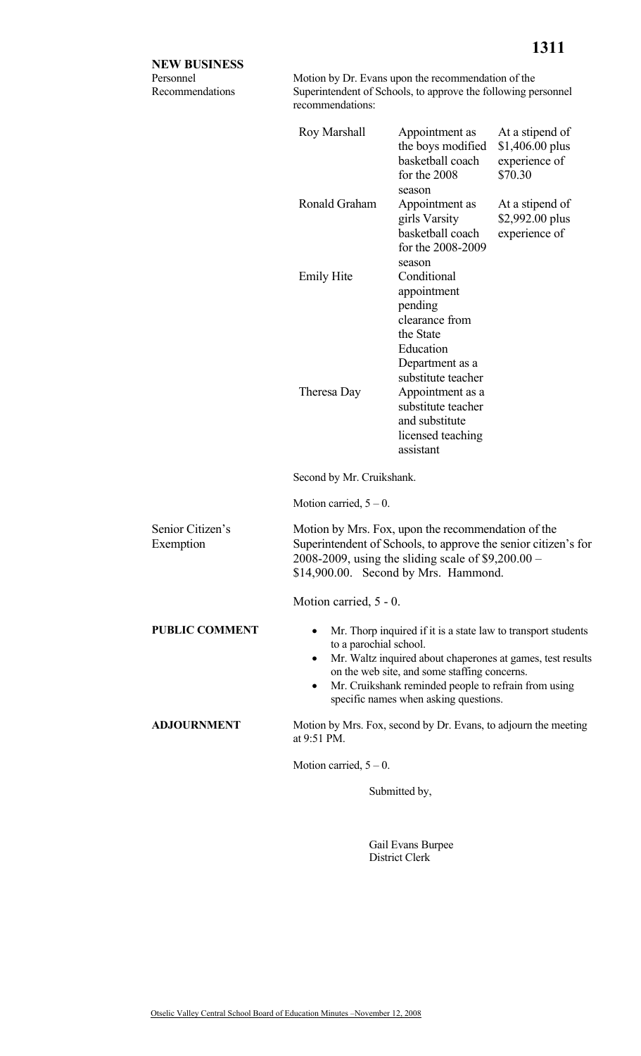**NEW BUSINESS**

Personnel Recommendations

Motion by Dr. Evans upon the recommendation of the Superintendent of Schools, to approve the following personnel recommendations:

| | | |
|---|---|---|
| Roy Marshall | Appointment as the boys modified basketball coach for the 2008 season | At a stipend of $1,406.00 plus experience of $70.30 |
| Ronald Graham | Appointment as girls Varsity basketball coach for the 2008-2009 season | At a stipend of $2,992.00 plus experience of |
| Emily Hite | Conditional appointment pending clearance from the State Education Department as a substitute teacher | |
| Theresa Day | Appointment as a substitute teacher and substitute licensed teaching assistant | |

Second by Mr. Cruikshank.

Motion carried, 5 – 0.

Senior Citizen's Exemption

Motion by Mrs. Fox, upon the recommendation of the Superintendent of Schools, to approve the senior citizen's for 2008-2009, using the sliding scale of $9,200.00 – $14,900.00. Second by Mrs. Hammond.

Motion carried, 5 - 0.

**PUBLIC COMMENT**

- Mr. Thorp inquired if it is a state law to transport students to a parochial school.
- Mr. Waltz inquired about chaperones at games, test results on the web site, and some staffing concerns.
- Mr. Cruikshank reminded people to refrain from using specific names when asking questions.

**ADJOURNMENT**

Motion by Mrs. Fox, second by Dr. Evans, to adjourn the meeting at 9:51 PM.

Motion carried, 5 – 0.

Submitted by,

Gail Evans Burpee
District Clerk